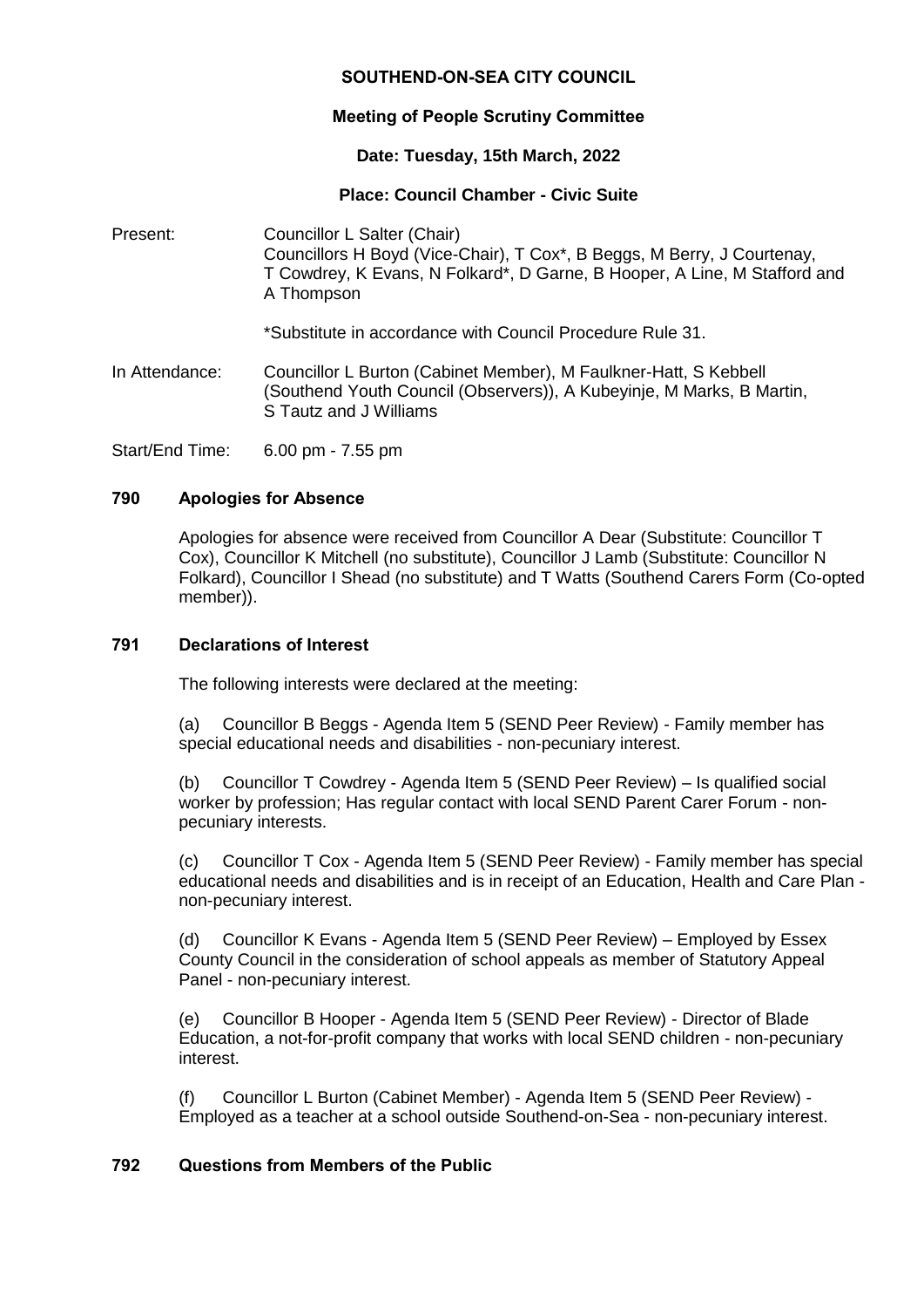**SOUTHEND-ON-SEA CITY COUNCIL**

**Meeting of People Scrutiny Committee**

**Date: Tuesday, 15th March, 2022**

**Place: Council Chamber - Civic Suite**

Present: Councillor L Salter (Chair)
Councillors H Boyd (Vice-Chair), T Cox*, B Beggs, M Berry, J Courtenay, T Cowdrey, K Evans, N Folkard*, D Garne, B Hooper, A Line, M Stafford and A Thompson

*Substitute in accordance with Council Procedure Rule 31.

In Attendance: Councillor L Burton (Cabinet Member), M Faulkner-Hatt, S Kebbell (Southend Youth Council (Observers)), A Kubeyinje, M Marks, B Martin, S Tautz and J Williams

Start/End Time: 6.00 pm - 7.55 pm

## 790 Apologies for Absence

Apologies for absence were received from Councillor A Dear (Substitute: Councillor T Cox), Councillor K Mitchell (no substitute), Councillor J Lamb (Substitute: Councillor N Folkard), Councillor I Shead (no substitute) and T Watts (Southend Carers Form (Co-opted member)).

## 791 Declarations of Interest

The following interests were declared at the meeting:

(a) Councillor B Beggs - Agenda Item 5 (SEND Peer Review) - Family member has special educational needs and disabilities - non-pecuniary interest.

(b) Councillor T Cowdrey - Agenda Item 5 (SEND Peer Review) – Is qualified social worker by profession; Has regular contact with local SEND Parent Carer Forum - non-pecuniary interests.

(c) Councillor T Cox - Agenda Item 5 (SEND Peer Review) - Family member has special educational needs and disabilities and is in receipt of an Education, Health and Care Plan - non-pecuniary interest.

(d) Councillor K Evans - Agenda Item 5 (SEND Peer Review) – Employed by Essex County Council in the consideration of school appeals as member of Statutory Appeal Panel - non-pecuniary interest.

(e) Councillor B Hooper - Agenda Item 5 (SEND Peer Review) - Director of Blade Education, a not-for-profit company that works with local SEND children - non-pecuniary interest.

(f) Councillor L Burton (Cabinet Member) - Agenda Item 5 (SEND Peer Review) - Employed as a teacher at a school outside Southend-on-Sea - non-pecuniary interest.

## 792 Questions from Members of the Public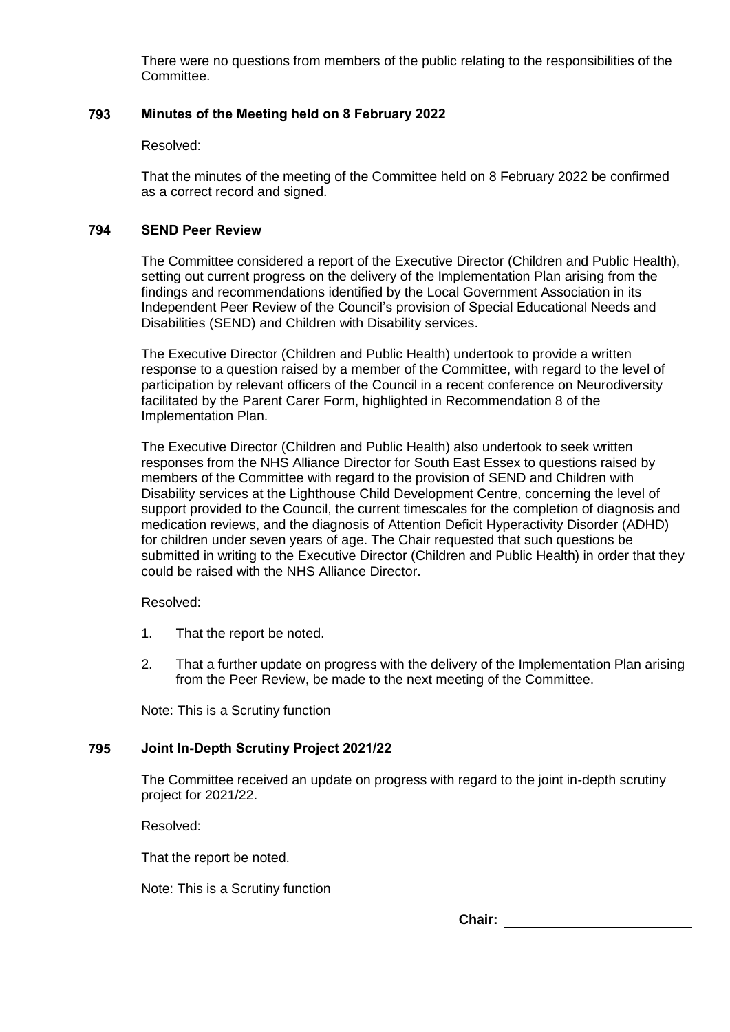There were no questions from members of the public relating to the responsibilities of the Committee.

## 793 Minutes of the Meeting held on 8 February 2022

Resolved:

That the minutes of the meeting of the Committee held on 8 February 2022 be confirmed as a correct record and signed.

## 794 SEND Peer Review

The Committee considered a report of the Executive Director (Children and Public Health), setting out current progress on the delivery of the Implementation Plan arising from the findings and recommendations identified by the Local Government Association in its Independent Peer Review of the Council's provision of Special Educational Needs and Disabilities (SEND) and Children with Disability services.

The Executive Director (Children and Public Health) undertook to provide a written response to a question raised by a member of the Committee, with regard to the level of participation by relevant officers of the Council in a recent conference on Neurodiversity facilitated by the Parent Carer Form, highlighted in Recommendation 8 of the Implementation Plan.

The Executive Director (Children and Public Health) also undertook to seek written responses from the NHS Alliance Director for South East Essex to questions raised by members of the Committee with regard to the provision of SEND and Children with Disability services at the Lighthouse Child Development Centre, concerning the level of support provided to the Council, the current timescales for the completion of diagnosis and medication reviews, and the diagnosis of Attention Deficit Hyperactivity Disorder (ADHD) for children under seven years of age. The Chair requested that such questions be submitted in writing to the Executive Director (Children and Public Health) in order that they could be raised with the NHS Alliance Director.

Resolved:

1. That the report be noted.
2. That a further update on progress with the delivery of the Implementation Plan arising from the Peer Review, be made to the next meeting of the Committee.

Note: This is a Scrutiny function

## 795 Joint In-Depth Scrutiny Project 2021/22

The Committee received an update on progress with regard to the joint in-depth scrutiny project for 2021/22.

Resolved:

That the report be noted.

Note: This is a Scrutiny function

**Chair:** \_\_\_\_\_\_\_\_\_\_\_\_\_\_\_\_\_\_\_\_\_\_\_\_